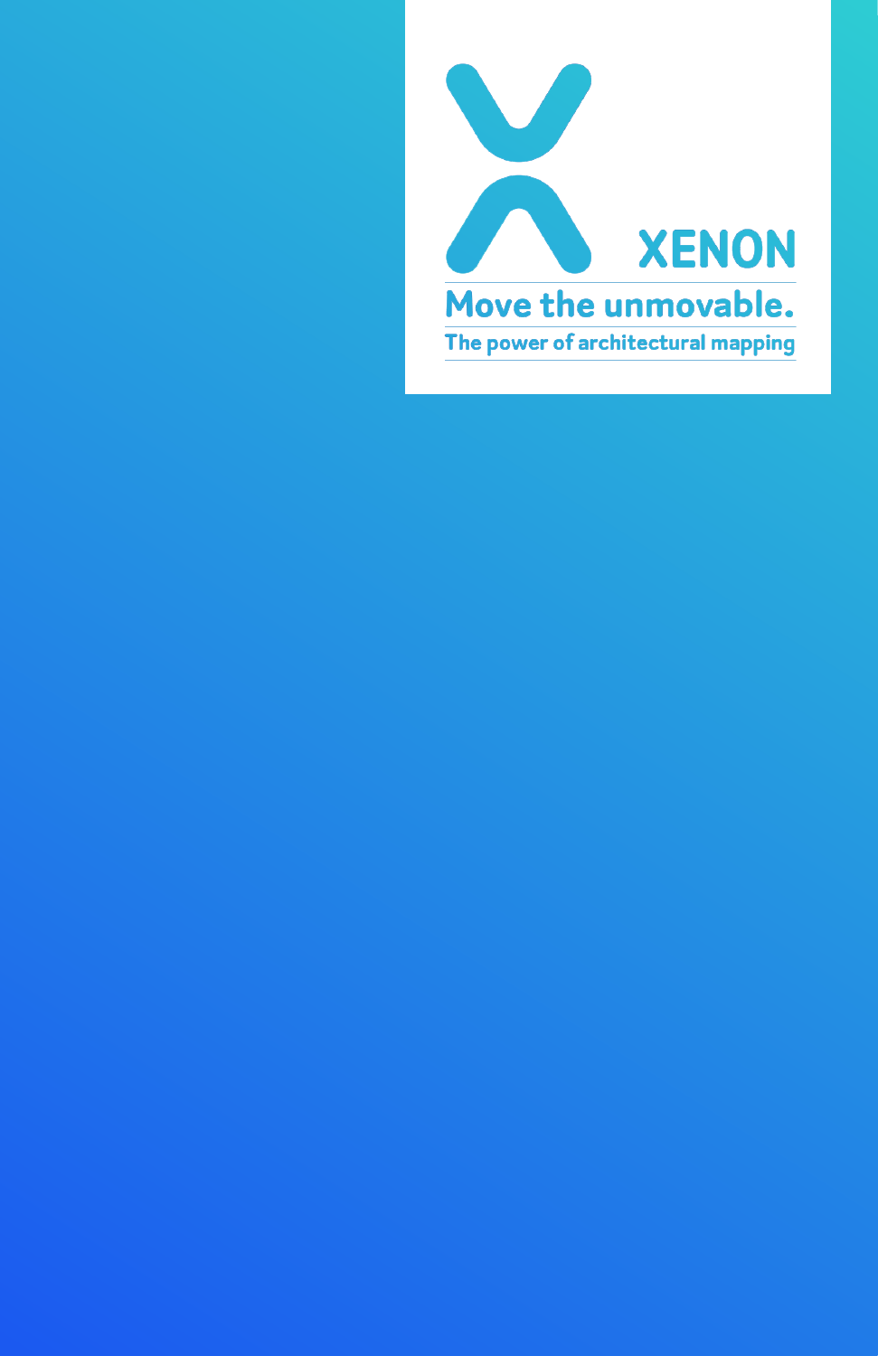# XENON

## Move the unmovable.

### The power of architectural mapping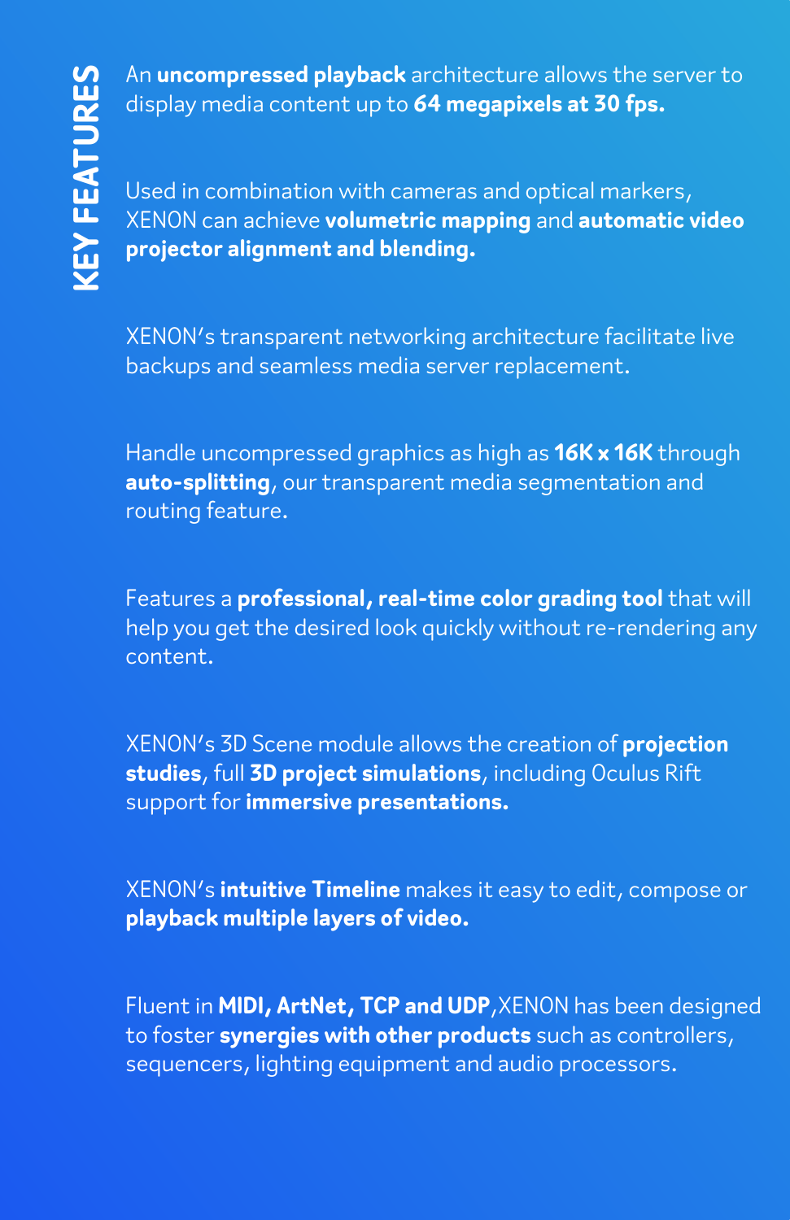# KEY FEATURES

An **uncompressed playback** architecture allows the server to display media content up to **64 megapixels at 30 fps.**

Used in combination with cameras and optical markers, XENON can achieve **volumetric mapping** and **automatic video projector alignment and blending.**

XENON's transparent networking architecture facilitate live backups and seamless media server replacement.

Handle uncompressed graphics as high as **16K x 16K** through **auto-splitting**, our transparent media segmentation and routing feature.

Features a **professional, real-time color grading tool** that will help you get the desired look quickly without re-rendering any content.

XENON's 3D Scene module allows the creation of **projection studies**, full **3D project simulations**, including Oculus Rift support for **immersive presentations.**

XENON's **intuitive Timeline** makes it easy to edit, compose or **playback multiple layers of video.**

Fluent in **MIDI, ArtNet, TCP and UDP**,XENON has been designed to foster **synergies with other products** such as controllers, sequencers, lighting equipment and audio processors.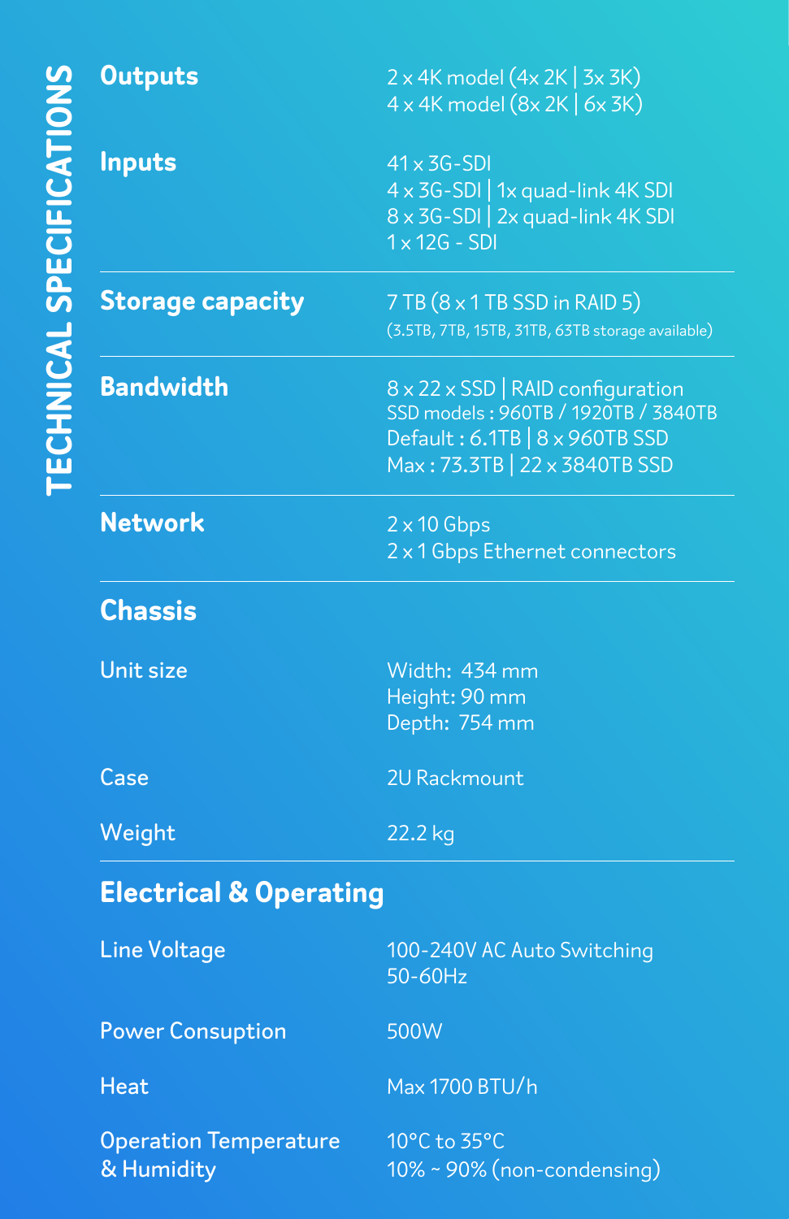# TECHNICAL SPECIFICATIONS

| | |
|---|---|
| **Outputs** | 2 x 4K model (4x 2K \| 3x 3K)<br>4 x 4K model (8x 2K \| 6x 3K) |
| **Inputs** | 41 x 3G-SDI<br>4 x 3G-SDI \| 1x quad-link 4K SDI<br>8 x 3G-SDI \| 2x quad-link 4K SDI<br>1 x 12G - SDI |
| **Storage capacity** | 7 TB (8 x 1 TB SSD in RAID 5)<br>(3.5TB, 7TB, 15TB, 31TB, 63TB storage available) |
| **Bandwidth** | 8 x 22 x SSD \| RAID configuration<br>SSD models : 960TB / 1920TB / 3840TB<br>Default : 6.1TB \| 8 x 960TB SSD<br>Max : 73.3TB \| 22 x 3840TB SSD |
| **Network** | 2 x 10 Gbps<br>2 x 1 Gbps Ethernet connectors |

## Chassis

| | |
|---|---|
| Unit size | Width: 434 mm<br>Height: 90 mm<br>Depth: 754 mm |
| Case | 2U Rackmount |
| Weight | 22.2 kg |

## Electrical & Operating

| | |
|---|---|
| Line Voltage | 100-240V AC Auto Switching<br>50-60Hz |
| Power Consuption | 500W |
| Heat | Max 1700 BTU/h |
| Operation Temperature & Humidity | 10°C to 35°C<br>10% ~ 90% (non-condensing) |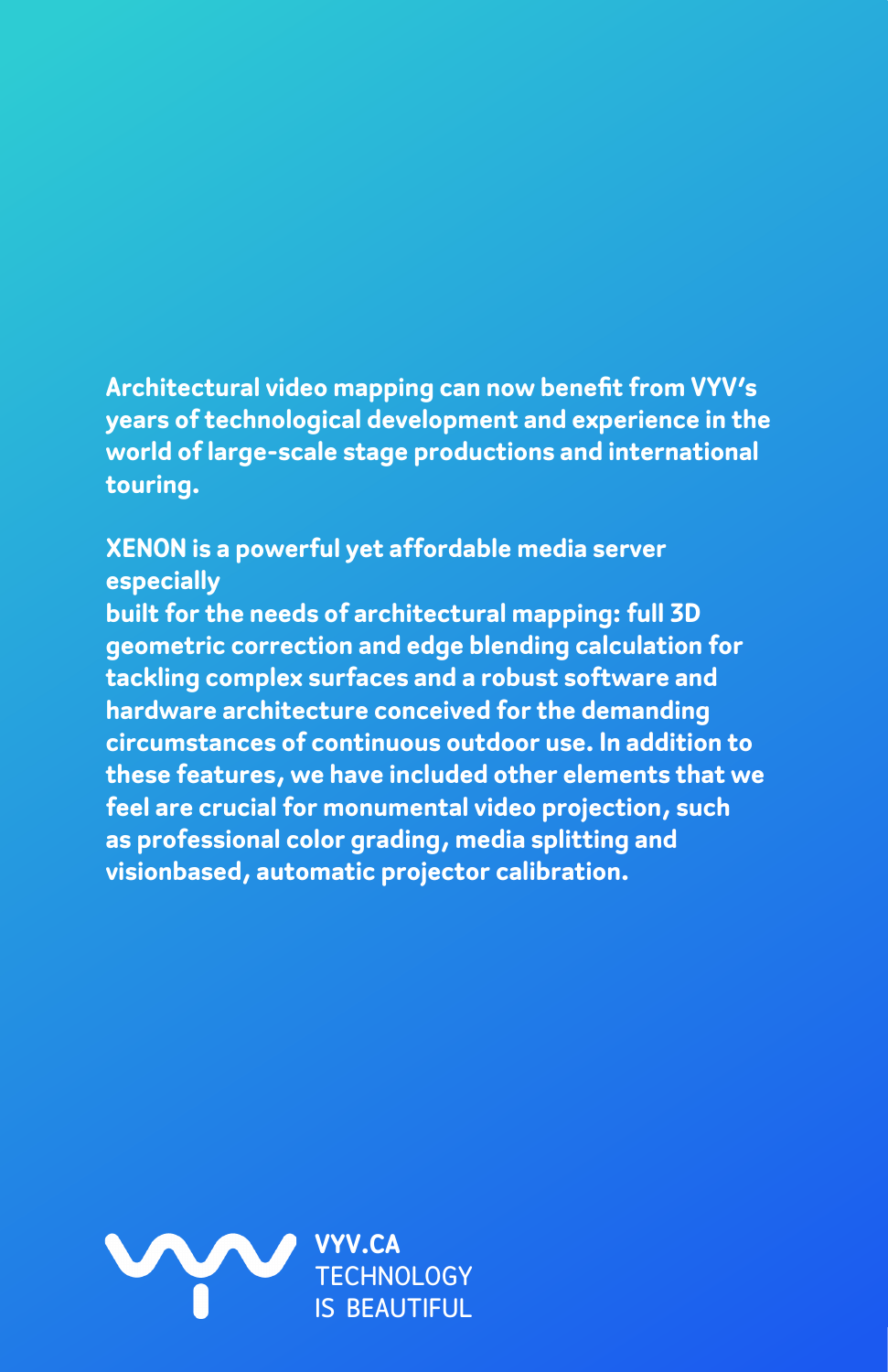**Architectural video mapping can now benefit from VYV's years of technological development and experience in the world of large-scale stage productions and international touring.**

**XENON is a powerful yet affordable media server especially built for the needs of architectural mapping: full 3D geometric correction and edge blending calculation for tackling complex surfaces and a robust software and hardware architecture conceived for the demanding circumstances of continuous outdoor use. In addition to these features, we have included other elements that we feel are crucial for monumental video projection, such as professional color grading, media splitting and visionbased, automatic projector calibration.**

**VYV.CA**
TECHNOLOGY
IS BEAUTIFUL